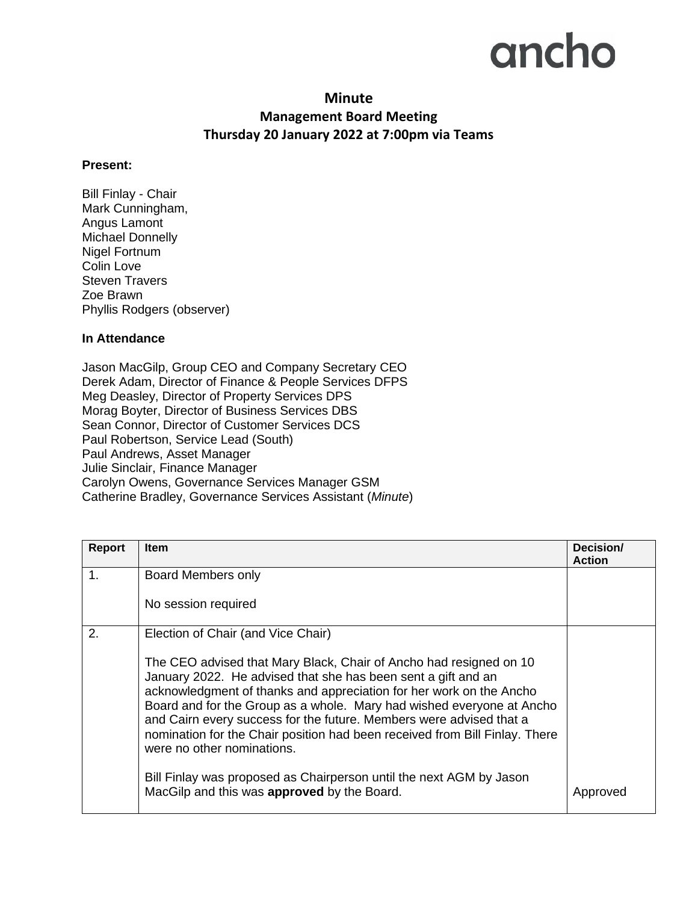ancho

# Minute

## Management Board Meeting

## Thursday 20 January 2022 at 7:00pm via Teams

**Present:**

Bill Finlay - Chair
Mark Cunningham,
Angus Lamont
Michael Donnelly
Nigel Fortnum
Colin Love
Steven Travers
Zoe Brawn
Phyllis Rodgers (observer)

**In Attendance**

Jason MacGilp, Group CEO and Company Secretary CEO
Derek Adam, Director of Finance & People Services DFPS
Meg Deasley, Director of Property Services DPS
Morag Boyter, Director of Business Services DBS
Sean Connor, Director of Customer Services DCS
Paul Robertson, Service Lead (South)
Paul Andrews, Asset Manager
Julie Sinclair, Finance Manager
Carolyn Owens, Governance Services Manager GSM
Catherine Bradley, Governance Services Assistant (*Minute*)

| Report | Item | Decision/ Action |
|---|---|---|
| 1. | Board Members only<br><br>No session required | |
| 2. | Election of Chair (and Vice Chair)<br><br>The CEO advised that Mary Black, Chair of Ancho had resigned on 10 January 2022. He advised that she has been sent a gift and an acknowledgment of thanks and appreciation for her work on the Ancho Board and for the Group as a whole. Mary had wished everyone at Ancho and Cairn every success for the future. Members were advised that a nomination for the Chair position had been received from Bill Finlay. There were no other nominations.<br><br>Bill Finlay was proposed as Chairperson until the next AGM by Jason MacGilp and this was **approved** by the Board. | Approved |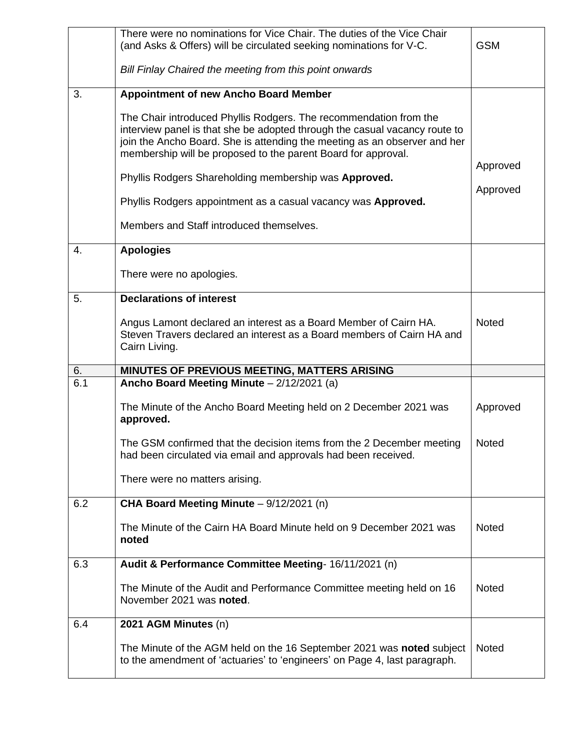| | | |
|---|---|---|
| | There were no nominations for Vice Chair. The duties of the Vice Chair (and Asks & Offers) will be circulated seeking nominations for V-C.<br><br>*Bill Finlay Chaired the meeting from this point onwards* | GSM |
| 3. | **Appointment of new Ancho Board Member**<br><br>The Chair introduced Phyllis Rodgers. The recommendation from the interview panel is that she be adopted through the casual vacancy route to join the Ancho Board. She is attending the meeting as an observer and her membership will be proposed to the parent Board for approval.<br><br>Phyllis Rodgers Shareholding membership was **Approved.**<br><br>Phyllis Rodgers appointment as a casual vacancy was **Approved.**<br><br>Members and Staff introduced themselves. | Approved<br><br>Approved |
| 4. | **Apologies**<br><br>There were no apologies. | |
| 5. | **Declarations of interest**<br><br>Angus Lamont declared an interest as a Board Member of Cairn HA. Steven Travers declared an interest as a Board members of Cairn HA and Cairn Living. | Noted |
| 6. | **MINUTES OF PREVIOUS MEETING, MATTERS ARISING** | |
| 6.1 | **Ancho Board Meeting Minute** – 2/12/2021 (a)<br><br>The Minute of the Ancho Board Meeting held on 2 December 2021 was **approved.**<br><br>The GSM confirmed that the decision items from the 2 December meeting had been circulated via email and approvals had been received.<br><br>There were no matters arising. | Approved<br><br>Noted |
| 6.2 | **CHA Board Meeting Minute** – 9/12/2021 (n)<br><br>The Minute of the Cairn HA Board Minute held on 9 December 2021 was **noted** | Noted |
| 6.3 | **Audit & Performance Committee Meeting**- 16/11/2021 (n)<br><br>The Minute of the Audit and Performance Committee meeting held on 16 November 2021 was **noted**. | Noted |
| 6.4 | **2021 AGM Minutes** (n)<br><br>The Minute of the AGM held on the 16 September 2021 was **noted** subject to the amendment of 'actuaries' to 'engineers' on Page 4, last paragraph. | Noted |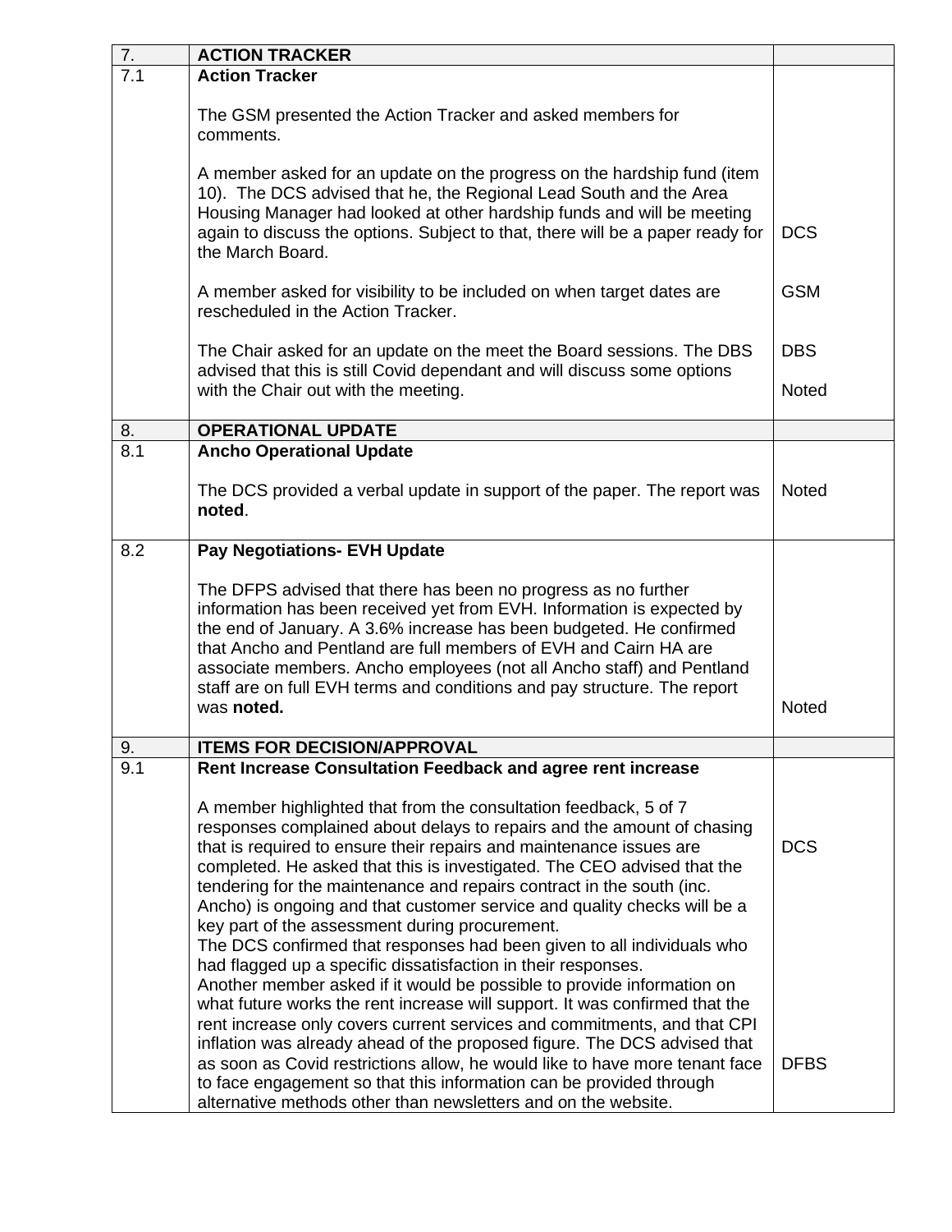| 7. | **ACTION TRACKER** | |
|---|---|---|
| 7.1 | **Action Tracker**<br><br>The GSM presented the Action Tracker and asked members for comments.<br><br>A member asked for an update on the progress on the hardship fund (item 10). The DCS advised that he, the Regional Lead South and the Area Housing Manager had looked at other hardship funds and will be meeting again to discuss the options. Subject to that, there will be a paper ready for the March Board.<br><br>A member asked for visibility to be included on when target dates are rescheduled in the Action Tracker.<br><br>The Chair asked for an update on the meet the Board sessions. The DBS advised that this is still Covid dependant and will discuss some options with the Chair out with the meeting. | DCS<br><br>GSM<br><br>DBS<br><br>Noted |
| 8. | **OPERATIONAL UPDATE** | |
| 8.1 | **Ancho Operational Update**<br><br>The DCS provided a verbal update in support of the paper. The report was **noted**. | Noted |
| 8.2 | **Pay Negotiations- EVH Update**<br><br>The DFPS advised that there has been no progress as no further information has been received yet from EVH. Information is expected by the end of January. A 3.6% increase has been budgeted. He confirmed that Ancho and Pentland are full members of EVH and Cairn HA are associate members. Ancho employees (not all Ancho staff) and Pentland staff are on full EVH terms and conditions and pay structure. The report was **noted.** | Noted |
| 9. | **ITEMS FOR DECISION/APPROVAL** | |
| 9.1 | **Rent Increase Consultation Feedback and agree rent increase**<br><br>A member highlighted that from the consultation feedback, 5 of 7 responses complained about delays to repairs and the amount of chasing that is required to ensure their repairs and maintenance issues are completed. He asked that this is investigated. The CEO advised that the tendering for the maintenance and repairs contract in the south (inc. Ancho) is ongoing and that customer service and quality checks will be a key part of the assessment during procurement.<br>The DCS confirmed that responses had been given to all individuals who had flagged up a specific dissatisfaction in their responses.<br>Another member asked if it would be possible to provide information on what future works the rent increase will support. It was confirmed that the rent increase only covers current services and commitments, and that CPI inflation was already ahead of the proposed figure. The DCS advised that as soon as Covid restrictions allow, he would like to have more tenant face to face engagement so that this information can be provided through alternative methods other than newsletters and on the website. | DCS<br><br>DFBS |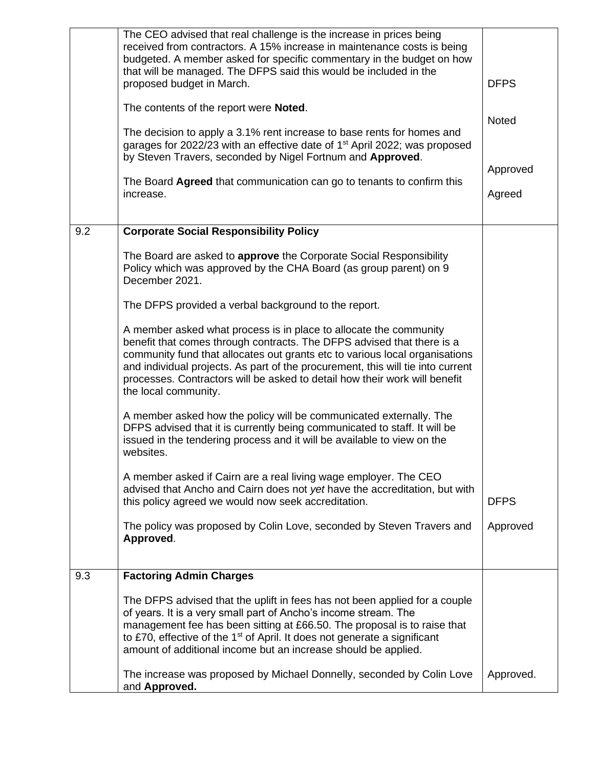| | | |
|---|---|---|
| | The CEO advised that real challenge is the increase in prices being received from contractors. A 15% increase in maintenance costs is being budgeted. A member asked for specific commentary in the budget on how that will be managed. The DFPS said this would be included in the proposed budget in March.<br><br>The contents of the report were **Noted**.<br><br>The decision to apply a 3.1% rent increase to base rents for homes and garages for 2022/23 with an effective date of 1st April 2022; was proposed by Steven Travers, seconded by Nigel Fortnum and **Approved**.<br><br>The Board **Agreed** that communication can go to tenants to confirm this increase. | DFPS<br><br>Noted<br><br>Approved<br><br>Agreed |
| 9.2 | **Corporate Social Responsibility Policy**<br><br>The Board are asked to **approve** the Corporate Social Responsibility Policy which was approved by the CHA Board (as group parent) on 9 December 2021.<br><br>The DFPS provided a verbal background to the report.<br><br>A member asked what process is in place to allocate the community benefit that comes through contracts. The DFPS advised that there is a community fund that allocates out grants etc to various local organisations and individual projects. As part of the procurement, this will tie into current processes. Contractors will be asked to detail how their work will benefit the local community.<br><br>A member asked how the policy will be communicated externally. The DFPS advised that it is currently being communicated to staff. It will be issued in the tendering process and it will be available to view on the websites.<br><br>A member asked if Cairn are a real living wage employer. The CEO advised that Ancho and Cairn does not *yet* have the accreditation, but with this policy agreed we would now seek accreditation.<br><br>The policy was proposed by Colin Love, seconded by Steven Travers and **Approved**. | DFPS<br><br>Approved |
| 9.3 | **Factoring Admin Charges**<br><br>The DFPS advised that the uplift in fees has not been applied for a couple of years. It is a very small part of Ancho's income stream. The management fee has been sitting at £66.50. The proposal is to raise that to £70, effective of the 1st of April. It does not generate a significant amount of additional income but an increase should be applied.<br><br>The increase was proposed by Michael Donnelly, seconded by Colin Love and **Approved.** | Approved. |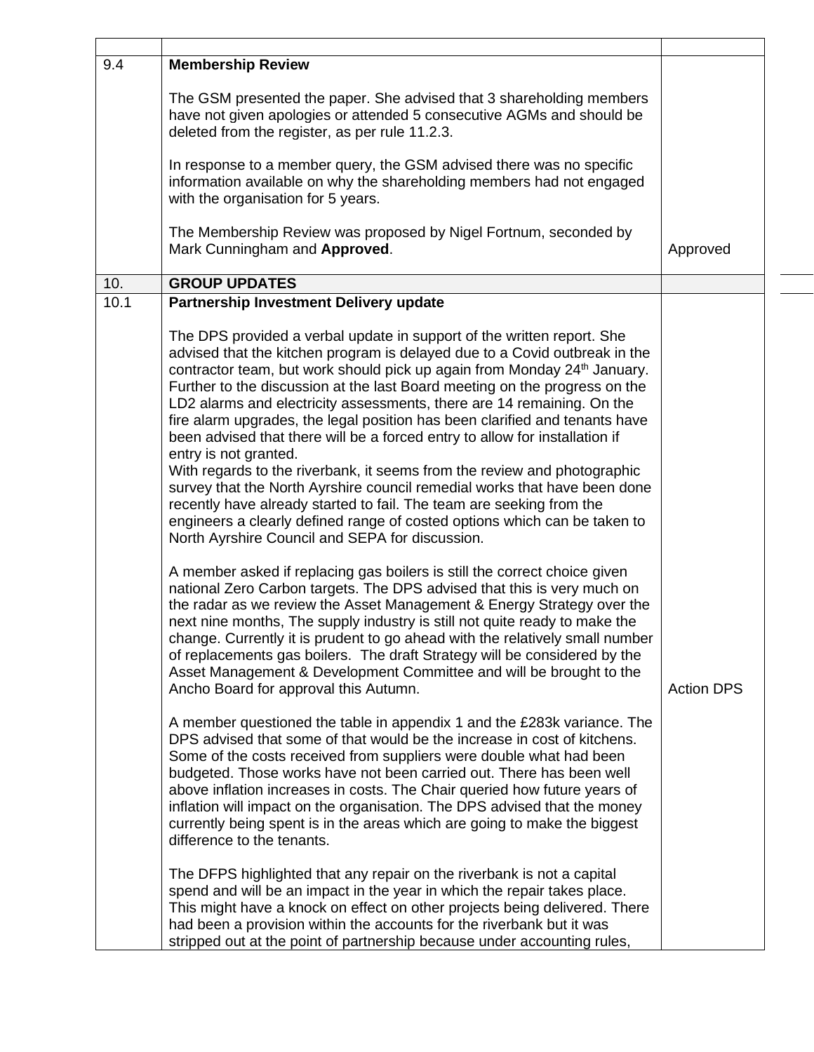| | | |
|---|---|---|
| 9.4 | **Membership Review**<br><br>The GSM presented the paper. She advised that 3 shareholding members have not given apologies or attended 5 consecutive AGMs and should be deleted from the register, as per rule 11.2.3.<br><br>In response to a member query, the GSM advised there was no specific information available on why the shareholding members had not engaged with the organisation for 5 years.<br><br>The Membership Review was proposed by Nigel Fortnum, seconded by Mark Cunningham and **Approved**. | Approved |
| 10. | **GROUP UPDATES** | |
| 10.1 | **Partnership Investment Delivery update**<br><br>The DPS provided a verbal update in support of the written report. She advised that the kitchen program is delayed due to a Covid outbreak in the contractor team, but work should pick up again from Monday 24th January. Further to the discussion at the last Board meeting on the progress on the LD2 alarms and electricity assessments, there are 14 remaining. On the fire alarm upgrades, the legal position has been clarified and tenants have been advised that there will be a forced entry to allow for installation if entry is not granted.<br>With regards to the riverbank, it seems from the review and photographic survey that the North Ayrshire council remedial works that have been done recently have already started to fail. The team are seeking from the engineers a clearly defined range of costed options which can be taken to North Ayrshire Council and SEPA for discussion.<br><br>A member asked if replacing gas boilers is still the correct choice given national Zero Carbon targets. The DPS advised that this is very much on the radar as we review the Asset Management & Energy Strategy over the next nine months, The supply industry is still not quite ready to make the change. Currently it is prudent to go ahead with the relatively small number of replacements gas boilers. The draft Strategy will be considered by the Asset Management & Development Committee and will be brought to the Ancho Board for approval this Autumn.<br><br>A member questioned the table in appendix 1 and the £283k variance. The DPS advised that some of that would be the increase in cost of kitchens. Some of the costs received from suppliers were double what had been budgeted. Those works have not been carried out. There has been well above inflation increases in costs. The Chair queried how future years of inflation will impact on the organisation. The DPS advised that the money currently being spent is in the areas which are going to make the biggest difference to the tenants.<br><br>The DFPS highlighted that any repair on the riverbank is not a capital spend and will be an impact in the year in which the repair takes place. This might have a knock on effect on other projects being delivered. There had been a provision within the accounts for the riverbank but it was stripped out at the point of partnership because under accounting rules, | Action DPS |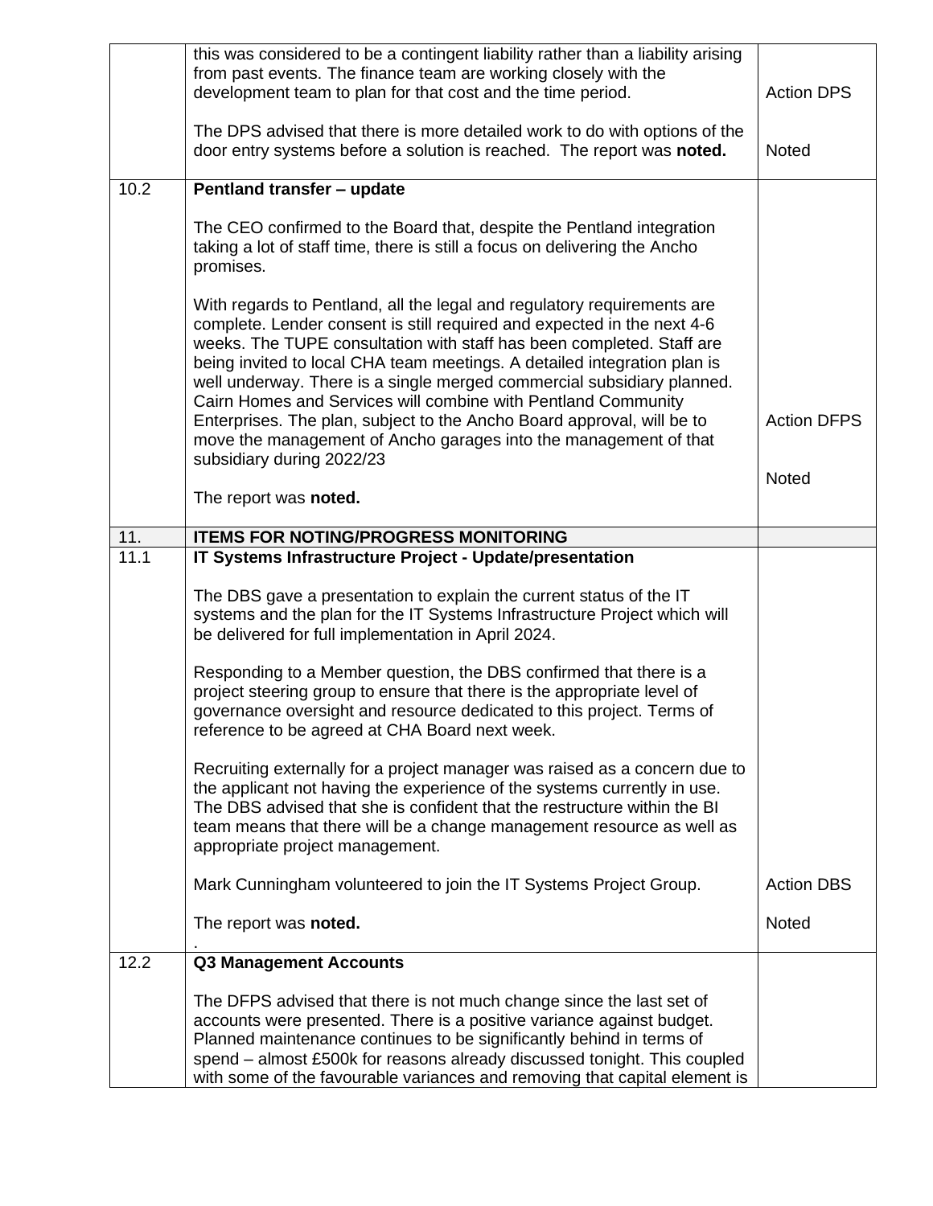| | | |
|---|---|---|
| | this was considered to be a contingent liability rather than a liability arising from past events. The finance team are working closely with the development team to plan for that cost and the time period.<br><br>The DPS advised that there is more detailed work to do with options of the door entry systems before a solution is reached. The report was **noted.** | Action DPS<br><br>Noted |
| 10.2 | **Pentland transfer – update**<br><br>The CEO confirmed to the Board that, despite the Pentland integration taking a lot of staff time, there is still a focus on delivering the Ancho promises.<br><br>With regards to Pentland, all the legal and regulatory requirements are complete. Lender consent is still required and expected in the next 4-6 weeks. The TUPE consultation with staff has been completed. Staff are being invited to local CHA team meetings. A detailed integration plan is well underway. There is a single merged commercial subsidiary planned. Cairn Homes and Services will combine with Pentland Community Enterprises. The plan, subject to the Ancho Board approval, will be to move the management of Ancho garages into the management of that subsidiary during 2022/23<br><br>The report was **noted.** | Action DFPS<br><br>Noted |
| 11. | **ITEMS FOR NOTING/PROGRESS MONITORING** | |
| 11.1 | **IT Systems Infrastructure Project - Update/presentation**<br><br>The DBS gave a presentation to explain the current status of the IT systems and the plan for the IT Systems Infrastructure Project which will be delivered for full implementation in April 2024.<br><br>Responding to a Member question, the DBS confirmed that there is a project steering group to ensure that there is the appropriate level of governance oversight and resource dedicated to this project. Terms of reference to be agreed at CHA Board next week.<br><br>Recruiting externally for a project manager was raised as a concern due to the applicant not having the experience of the systems currently in use. The DBS advised that she is confident that the restructure within the BI team means that there will be a change management resource as well as appropriate project management.<br><br>Mark Cunningham volunteered to join the IT Systems Project Group.<br><br>The report was **noted.**<br>. | Action DBS<br><br>Noted |
| 12.2 | **Q3 Management Accounts**<br><br>The DFPS advised that there is not much change since the last set of accounts were presented. There is a positive variance against budget. Planned maintenance continues to be significantly behind in terms of spend – almost £500k for reasons already discussed tonight. This coupled with some of the favourable variances and removing that capital element is | |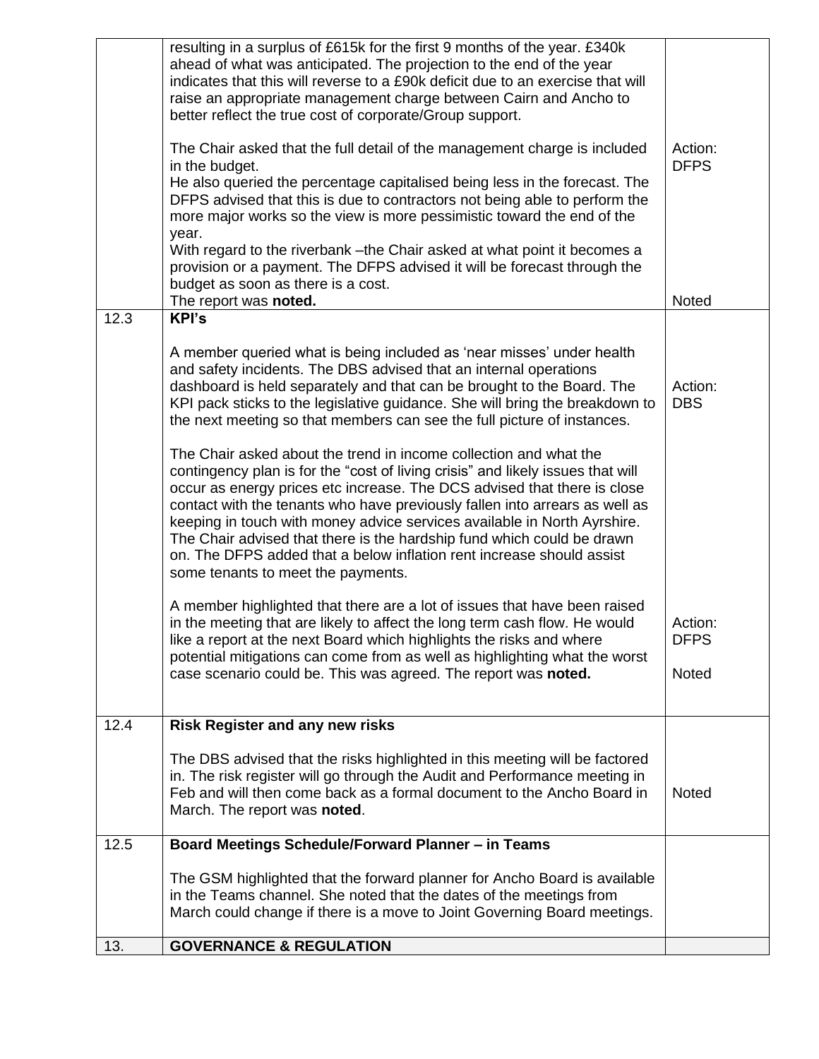| | | |
|---|---|---|
| | resulting in a surplus of £615k for the first 9 months of the year. £340k ahead of what was anticipated. The projection to the end of the year indicates that this will reverse to a £90k deficit due to an exercise that will raise an appropriate management charge between Cairn and Ancho to better reflect the true cost of corporate/Group support.<br><br>The Chair asked that the full detail of the management charge is included in the budget.<br>He also queried the percentage capitalised being less in the forecast. The DFPS advised that this is due to contractors not being able to perform the more major works so the view is more pessimistic toward the end of the year.<br>With regard to the riverbank –the Chair asked at what point it becomes a provision or a payment. The DFPS advised it will be forecast through the budget as soon as there is a cost.<br>The report was **noted.** | Action: DFPS<br><br>Noted |
| 12.3 | **KPI's**<br><br>A member queried what is being included as 'near misses' under health and safety incidents. The DBS advised that an internal operations dashboard is held separately and that can be brought to the Board. The KPI pack sticks to the legislative guidance. She will bring the breakdown to the next meeting so that members can see the full picture of instances.<br><br>The Chair asked about the trend in income collection and what the contingency plan is for the "cost of living crisis" and likely issues that will occur as energy prices etc increase. The DCS advised that there is close contact with the tenants who have previously fallen into arrears as well as keeping in touch with money advice services available in North Ayrshire. The Chair advised that there is the hardship fund which could be drawn on. The DFPS added that a below inflation rent increase should assist some tenants to meet the payments.<br><br>A member highlighted that there are a lot of issues that have been raised in the meeting that are likely to affect the long term cash flow. He would like a report at the next Board which highlights the risks and where potential mitigations can come from as well as highlighting what the worst case scenario could be. This was agreed. The report was **noted.** | Action: DBS<br><br>Action: DFPS<br><br>Noted |
| 12.4 | **Risk Register and any new risks**<br><br>The DBS advised that the risks highlighted in this meeting will be factored in. The risk register will go through the Audit and Performance meeting in Feb and will then come back as a formal document to the Ancho Board in March. The report was **noted**. | Noted |
| 12.5 | **Board Meetings Schedule/Forward Planner – in Teams**<br><br>The GSM highlighted that the forward planner for Ancho Board is available in the Teams channel. She noted that the dates of the meetings from March could change if there is a move to Joint Governing Board meetings. | |
| 13. | **GOVERNANCE & REGULATION** | |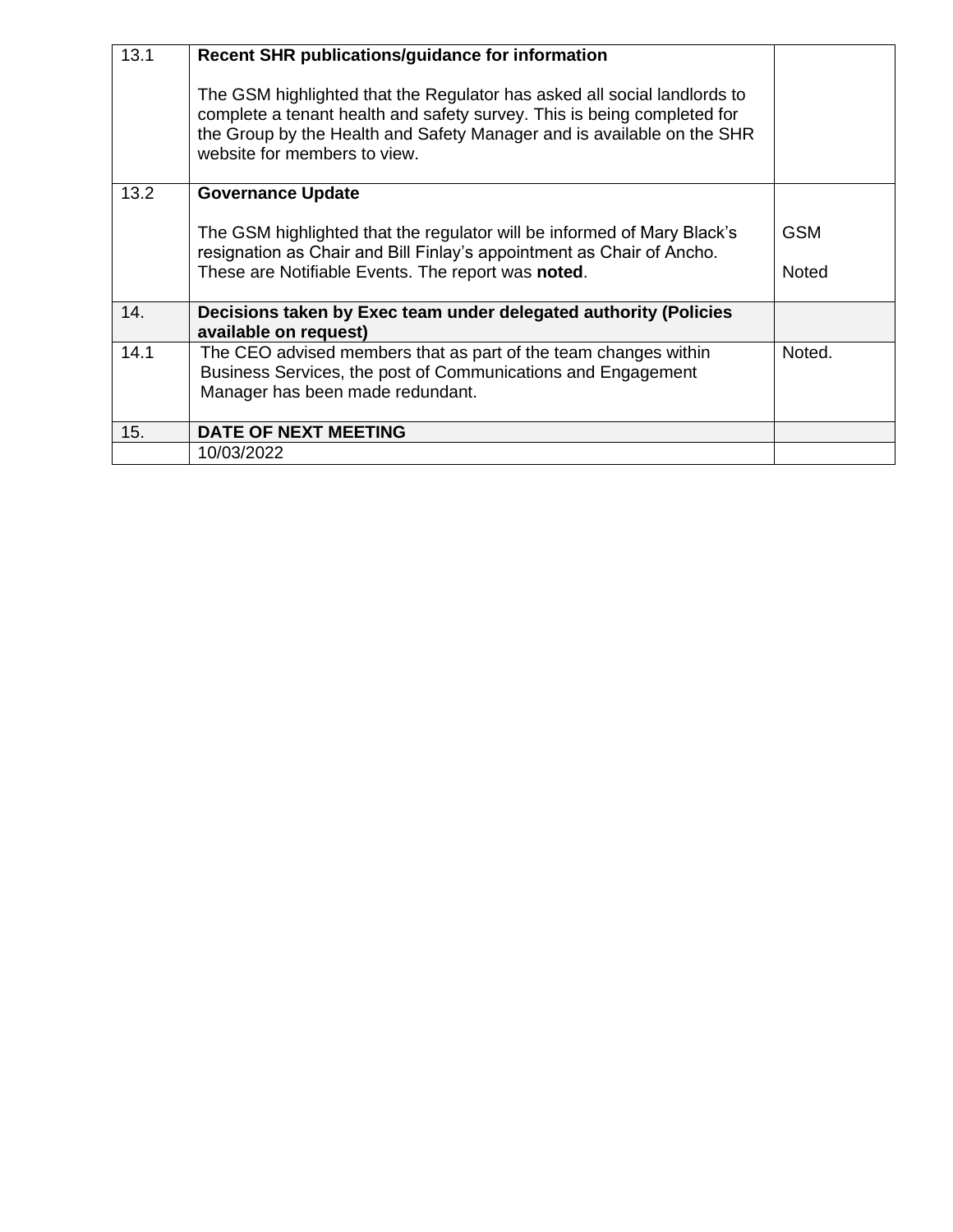| | | |
|---|---|---|
| 13.1 | **Recent SHR publications/guidance for information**<br><br>The GSM highlighted that the Regulator has asked all social landlords to complete a tenant health and safety survey. This is being completed for the Group by the Health and Safety Manager and is available on the SHR website for members to view. | |
| 13.2 | **Governance Update**<br><br>The GSM highlighted that the regulator will be informed of Mary Black's resignation as Chair and Bill Finlay's appointment as Chair of Ancho. These are Notifiable Events. The report was **noted**. | GSM<br><br>Noted |
| 14. | **Decisions taken by Exec team under delegated authority (Policies available on request)** | |
| 14.1 | The CEO advised members that as part of the team changes within Business Services, the post of Communications and Engagement Manager has been made redundant. | Noted. |
| 15. | **DATE OF NEXT MEETING** | |
| | 10/03/2022 | |